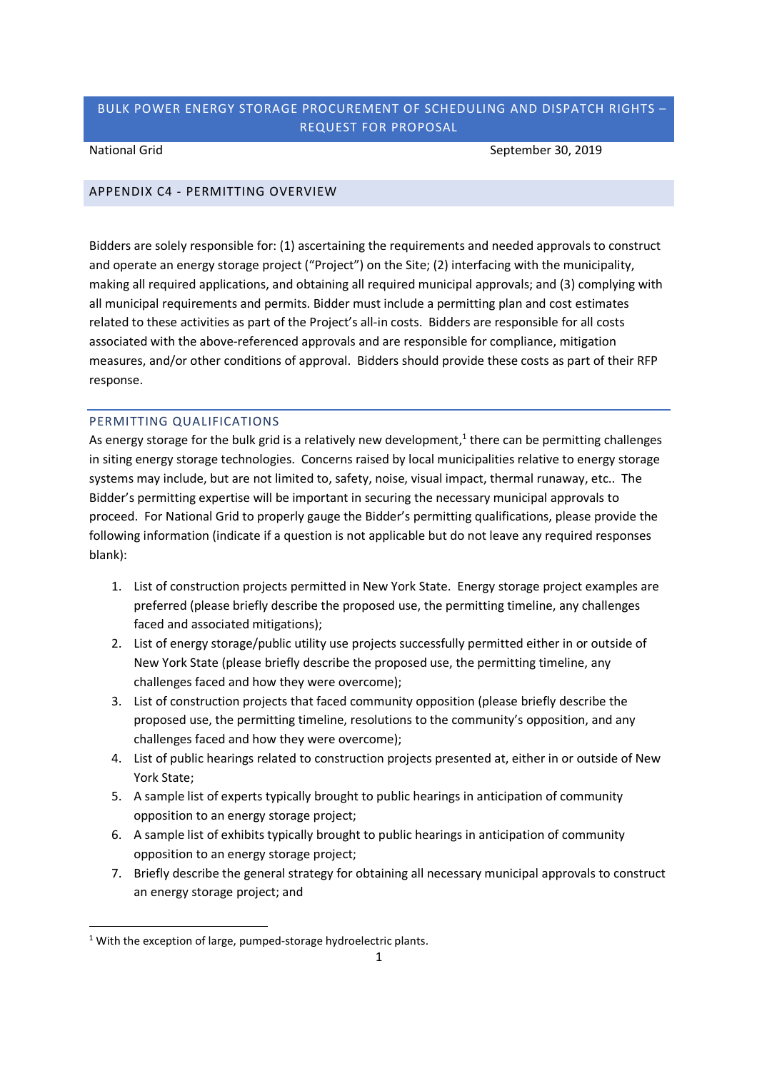# BULK POWER ENERGY STORAGE PROCUREMENT OF SCHEDULING AND DISPATCH RIGHTS – REQUEST FOR PROPOSAL

National Grid September 30, 2019

## APPENDIX C4 - PERMITTING OVERVIEW

Bidders are solely responsible for: (1) ascertaining the requirements and needed approvals to construct and operate an energy storage project ("Project") on the Site; (2) interfacing with the municipality, making all required applications, and obtaining all required municipal approvals; and (3) complying with all municipal requirements and permits. Bidder must include a permitting plan and cost estimates related to these activities as part of the Project's all-in costs. Bidders are responsible for all costs associated with the above-referenced approvals and are responsible for compliance, mitigation measures, and/or other conditions of approval. Bidders should provide these costs as part of their RFP response.

### PERMITTING QUALIFICATIONS

As energy storage for the bulk grid is a relatively new development,[1] there can be permitting challenges in siting energy storage technologies. Concerns raised by local municipalities relative to energy storage systems may include, but are not limited to, safety, noise, visual impact, thermal runaway, etc.. The Bidder's permitting expertise will be important in securing the necessary municipal approvals to proceed. For National Grid to properly gauge the Bidder's permitting qualifications, please provide the following information (indicate if a question is not applicable but do not leave any required responses blank):

1. List of construction projects permitted in New York State. Energy storage project examples are preferred (please briefly describe the proposed use, the permitting timeline, any challenges faced and associated mitigations);
2. List of energy storage/public utility use projects successfully permitted either in or outside of New York State (please briefly describe the proposed use, the permitting timeline, any challenges faced and how they were overcome);
3. List of construction projects that faced community opposition (please briefly describe the proposed use, the permitting timeline, resolutions to the community's opposition, and any challenges faced and how they were overcome);
4. List of public hearings related to construction projects presented at, either in or outside of New York State;
5. A sample list of experts typically brought to public hearings in anticipation of community opposition to an energy storage project;
6. A sample list of exhibits typically brought to public hearings in anticipation of community opposition to an energy storage project;
7. Briefly describe the general strategy for obtaining all necessary municipal approvals to construct an energy storage project; and

[1] With the exception of large, pumped-storage hydroelectric plants.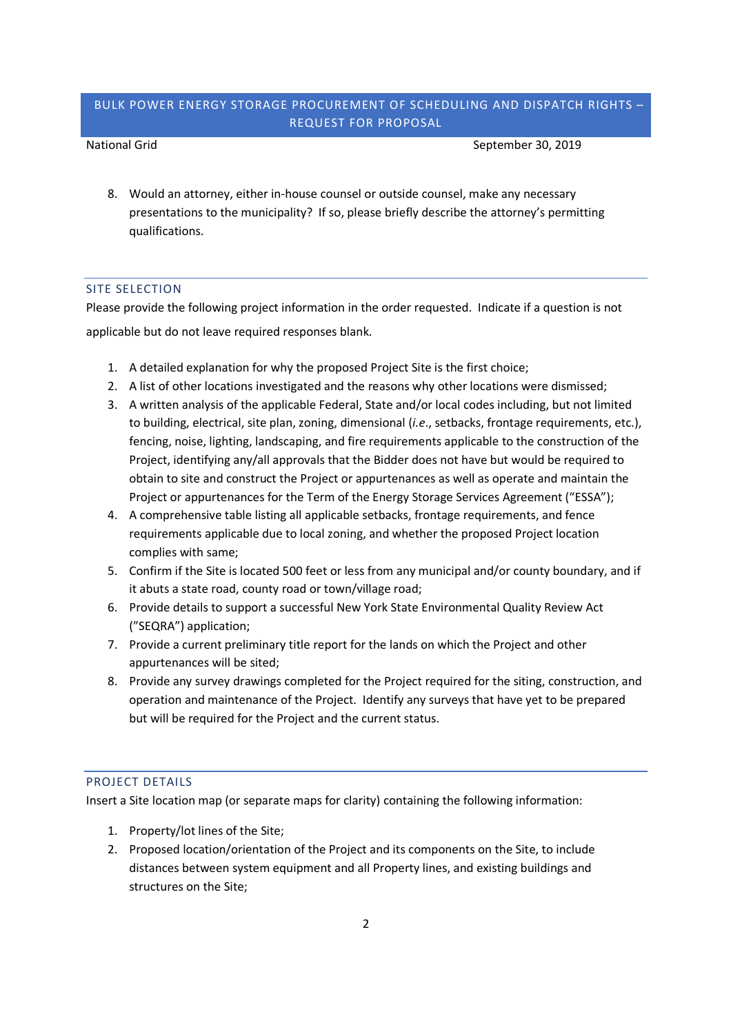8. Would an attorney, either in-house counsel or outside counsel, make any necessary presentations to the municipality? If so, please briefly describe the attorney's permitting qualifications.

## SITE SELECTION

Please provide the following project information in the order requested. Indicate if a question is not applicable but do not leave required responses blank.

1. A detailed explanation for why the proposed Project Site is the first choice;
2. A list of other locations investigated and the reasons why other locations were dismissed;
3. A written analysis of the applicable Federal, State and/or local codes including, but not limited to building, electrical, site plan, zoning, dimensional (*i.e.*, setbacks, frontage requirements, etc.), fencing, noise, lighting, landscaping, and fire requirements applicable to the construction of the Project, identifying any/all approvals that the Bidder does not have but would be required to obtain to site and construct the Project or appurtenances as well as operate and maintain the Project or appurtenances for the Term of the Energy Storage Services Agreement ("ESSA");
4. A comprehensive table listing all applicable setbacks, frontage requirements, and fence requirements applicable due to local zoning, and whether the proposed Project location complies with same;
5. Confirm if the Site is located 500 feet or less from any municipal and/or county boundary, and if it abuts a state road, county road or town/village road;
6. Provide details to support a successful New York State Environmental Quality Review Act ("SEQRA") application;
7. Provide a current preliminary title report for the lands on which the Project and other appurtenances will be sited;
8. Provide any survey drawings completed for the Project required for the siting, construction, and operation and maintenance of the Project. Identify any surveys that have yet to be prepared but will be required for the Project and the current status.

## PROJECT DETAILS

Insert a Site location map (or separate maps for clarity) containing the following information:

1. Property/lot lines of the Site;
2. Proposed location/orientation of the Project and its components on the Site, to include distances between system equipment and all Property lines, and existing buildings and structures on the Site;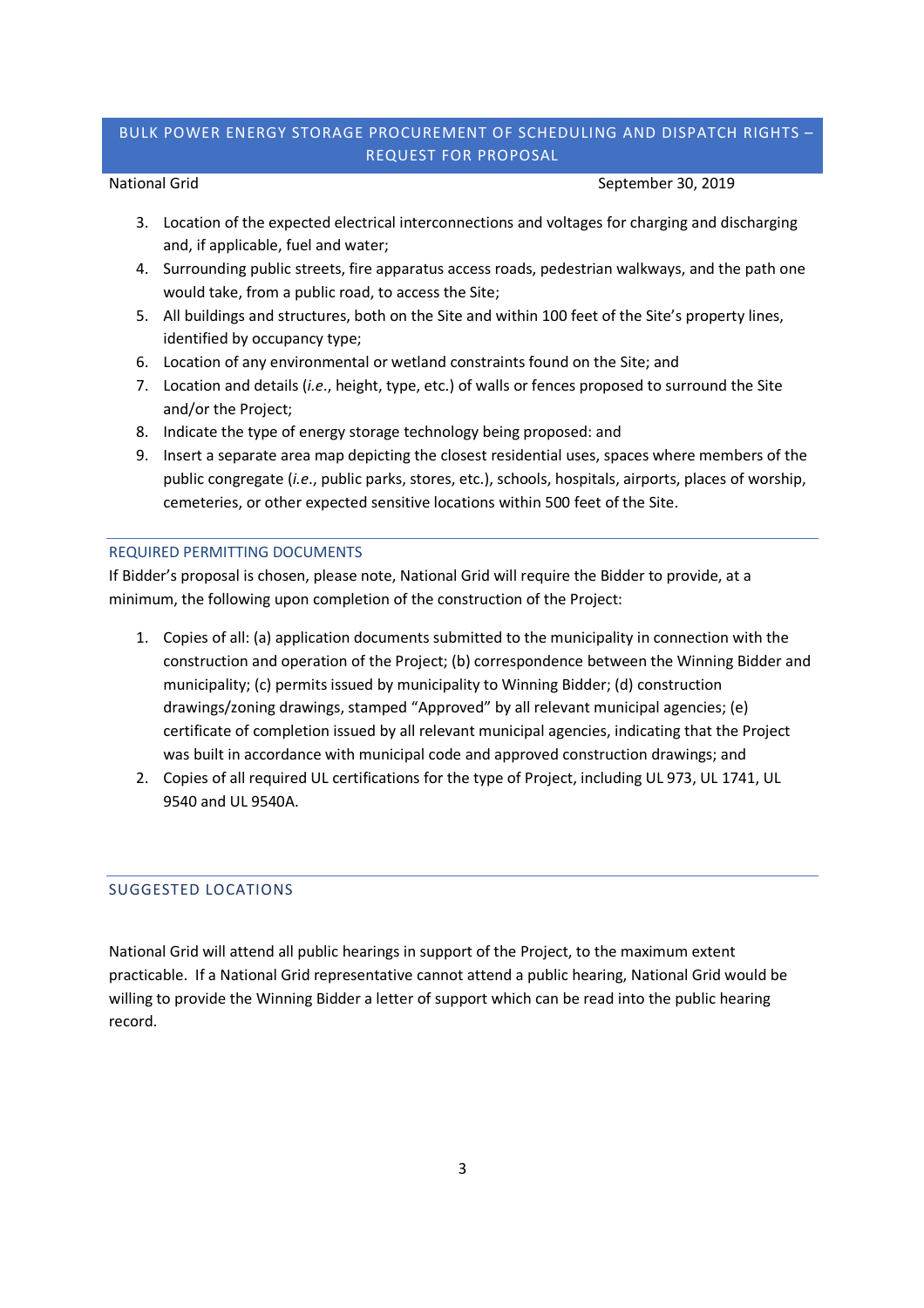3. Location of the expected electrical interconnections and voltages for charging and discharging and, if applicable, fuel and water;
4. Surrounding public streets, fire apparatus access roads, pedestrian walkways, and the path one would take, from a public road, to access the Site;
5. All buildings and structures, both on the Site and within 100 feet of the Site's property lines, identified by occupancy type;
6. Location of any environmental or wetland constraints found on the Site; and
7. Location and details (*i.e.*, height, type, etc.) of walls or fences proposed to surround the Site and/or the Project;
8. Indicate the type of energy storage technology being proposed: and
9. Insert a separate area map depicting the closest residential uses, spaces where members of the public congregate (*i.e.*, public parks, stores, etc.), schools, hospitals, airports, places of worship, cemeteries, or other expected sensitive locations within 500 feet of the Site.

## REQUIRED PERMITTING DOCUMENTS

If Bidder's proposal is chosen, please note, National Grid will require the Bidder to provide, at a minimum, the following upon completion of the construction of the Project:

1. Copies of all: (a) application documents submitted to the municipality in connection with the construction and operation of the Project; (b) correspondence between the Winning Bidder and municipality; (c) permits issued by municipality to Winning Bidder; (d) construction drawings/zoning drawings, stamped "Approved" by all relevant municipal agencies; (e) certificate of completion issued by all relevant municipal agencies, indicating that the Project was built in accordance with municipal code and approved construction drawings; and
2. Copies of all required UL certifications for the type of Project, including UL 973, UL 1741, UL 9540 and UL 9540A.

## SUGGESTED LOCATIONS

National Grid will attend all public hearings in support of the Project, to the maximum extent practicable. If a National Grid representative cannot attend a public hearing, National Grid would be willing to provide the Winning Bidder a letter of support which can be read into the public hearing record.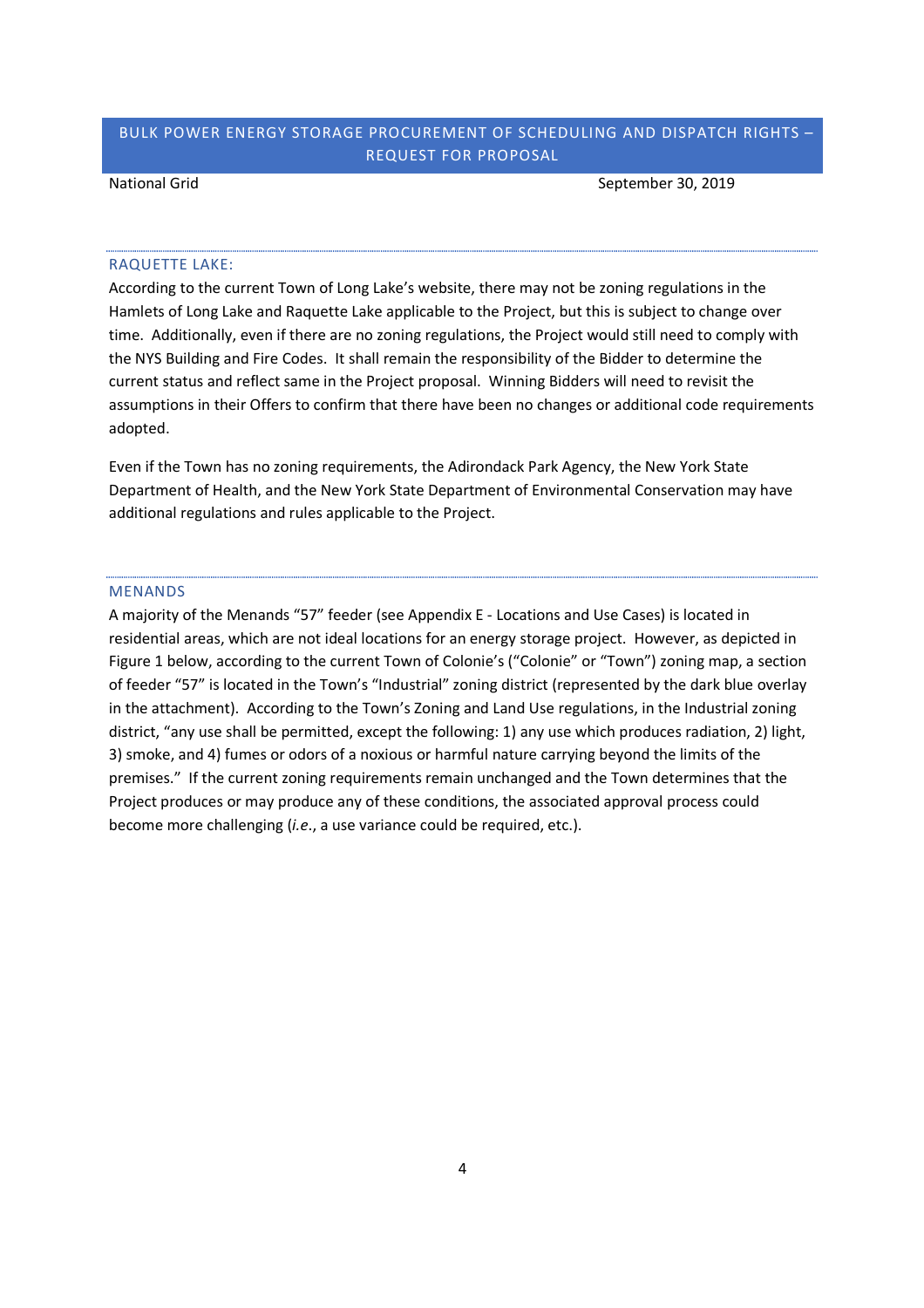### RAQUETTE LAKE:

According to the current Town of Long Lake's website, there may not be zoning regulations in the Hamlets of Long Lake and Raquette Lake applicable to the Project, but this is subject to change over time. Additionally, even if there are no zoning regulations, the Project would still need to comply with the NYS Building and Fire Codes. It shall remain the responsibility of the Bidder to determine the current status and reflect same in the Project proposal. Winning Bidders will need to revisit the assumptions in their Offers to confirm that there have been no changes or additional code requirements adopted.

Even if the Town has no zoning requirements, the Adirondack Park Agency, the New York State Department of Health, and the New York State Department of Environmental Conservation may have additional regulations and rules applicable to the Project.

### MENANDS

A majority of the Menands "57" feeder (see Appendix E - Locations and Use Cases) is located in residential areas, which are not ideal locations for an energy storage project. However, as depicted in Figure 1 below, according to the current Town of Colonie's ("Colonie" or "Town") zoning map, a section of feeder "57" is located in the Town's "Industrial" zoning district (represented by the dark blue overlay in the attachment). According to the Town's Zoning and Land Use regulations, in the Industrial zoning district, "any use shall be permitted, except the following: 1) any use which produces radiation, 2) light, 3) smoke, and 4) fumes or odors of a noxious or harmful nature carrying beyond the limits of the premises." If the current zoning requirements remain unchanged and the Town determines that the Project produces or may produce any of these conditions, the associated approval process could become more challenging (*i.e.*, a use variance could be required, etc.).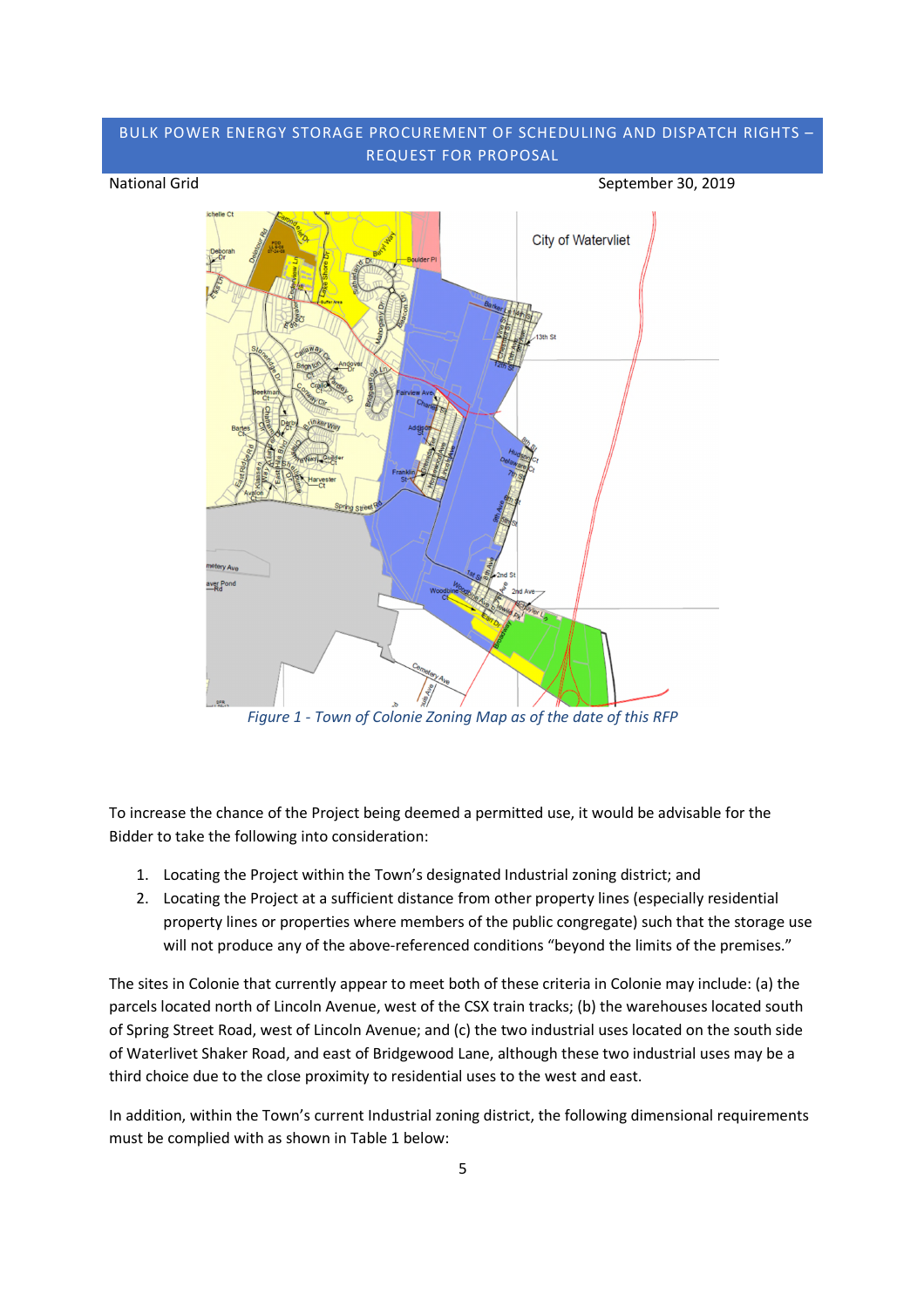*Figure 1 - Town of Colonie Zoning Map as of the date of this RFP*

To increase the chance of the Project being deemed a permitted use, it would be advisable for the Bidder to take the following into consideration:

1. Locating the Project within the Town's designated Industrial zoning district; and
2. Locating the Project at a sufficient distance from other property lines (especially residential property lines or properties where members of the public congregate) such that the storage use will not produce any of the above-referenced conditions "beyond the limits of the premises."

The sites in Colonie that currently appear to meet both of these criteria in Colonie may include: (a) the parcels located north of Lincoln Avenue, west of the CSX train tracks; (b) the warehouses located south of Spring Street Road, west of Lincoln Avenue; and (c) the two industrial uses located on the south side of Waterlivet Shaker Road, and east of Bridgewood Lane, although these two industrial uses may be a third choice due to the close proximity to residential uses to the west and east.

In addition, within the Town's current Industrial zoning district, the following dimensional requirements must be complied with as shown in Table 1 below: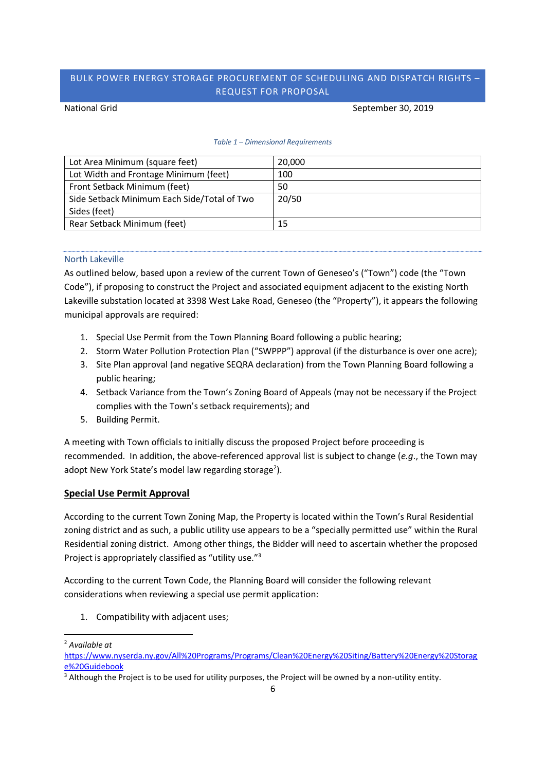*Table 1 – Dimensional Requirements*

| | |
|---|---|
| Lot Area Minimum (square feet) | 20,000 |
| Lot Width and Frontage Minimum (feet) | 100 |
| Front Setback Minimum (feet) | 50 |
| Side Setback Minimum Each Side/Total of Two Sides (feet) | 20/50 |
| Rear Setback Minimum (feet) | 15 |

### North Lakeville

As outlined below, based upon a review of the current Town of Geneseo's ("Town") code (the "Town Code"), if proposing to construct the Project and associated equipment adjacent to the existing North Lakeville substation located at 3398 West Lake Road, Geneseo (the "Property"), it appears the following municipal approvals are required:

1. Special Use Permit from the Town Planning Board following a public hearing;
2. Storm Water Pollution Protection Plan ("SWPPP") approval (if the disturbance is over one acre);
3. Site Plan approval (and negative SEQRA declaration) from the Town Planning Board following a public hearing;
4. Setback Variance from the Town's Zoning Board of Appeals (may not be necessary if the Project complies with the Town's setback requirements); and
5. Building Permit.

A meeting with Town officials to initially discuss the proposed Project before proceeding is recommended. In addition, the above-referenced approval list is subject to change (*e.g.*, the Town may adopt New York State's model law regarding storage[2]).

**Special Use Permit Approval**

According to the current Town Zoning Map, the Property is located within the Town's Rural Residential zoning district and as such, a public utility use appears to be a "specially permitted use" within the Rural Residential zoning district. Among other things, the Bidder will need to ascertain whether the proposed Project is appropriately classified as "utility use."[3]

According to the current Town Code, the Planning Board will consider the following relevant considerations when reviewing a special use permit application:

1. Compatibility with adjacent uses;

---

[2] *Available at* https://www.nyserda.ny.gov/All%20Programs/Programs/Clean%20Energy%20Siting/Battery%20Energy%20Storage%20Guidebook

[3] Although the Project is to be used for utility purposes, the Project will be owned by a non-utility entity.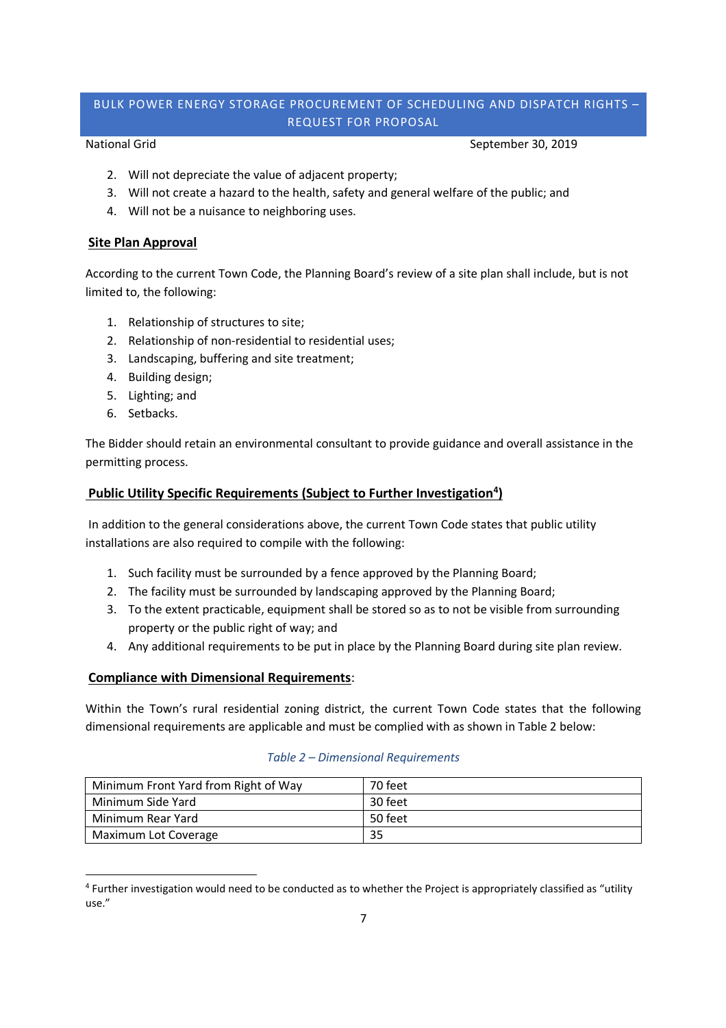2. Will not depreciate the value of adjacent property;
3. Will not create a hazard to the health, safety and general welfare of the public; and
4. Will not be a nuisance to neighboring uses.

## Site Plan Approval

According to the current Town Code, the Planning Board's review of a site plan shall include, but is not limited to, the following:

1. Relationship of structures to site;
2. Relationship of non-residential to residential uses;
3. Landscaping, buffering and site treatment;
4. Building design;
5. Lighting; and
6. Setbacks.

The Bidder should retain an environmental consultant to provide guidance and overall assistance in the permitting process.

## Public Utility Specific Requirements (Subject to Further Investigation[4])

In addition to the general considerations above, the current Town Code states that public utility installations are also required to compile with the following:

1. Such facility must be surrounded by a fence approved by the Planning Board;
2. The facility must be surrounded by landscaping approved by the Planning Board;
3. To the extent practicable, equipment shall be stored so as to not be visible from surrounding property or the public right of way; and
4. Any additional requirements to be put in place by the Planning Board during site plan review.

## Compliance with Dimensional Requirements:

Within the Town's rural residential zoning district, the current Town Code states that the following dimensional requirements are applicable and must be complied with as shown in Table 2 below:

*Table 2 – Dimensional Requirements*

| | |
|---|---|
| Minimum Front Yard from Right of Way | 70 feet |
| Minimum Side Yard | 30 feet |
| Minimum Rear Yard | 50 feet |
| Maximum Lot Coverage | 35 |

[4] Further investigation would need to be conducted as to whether the Project is appropriately classified as "utility use."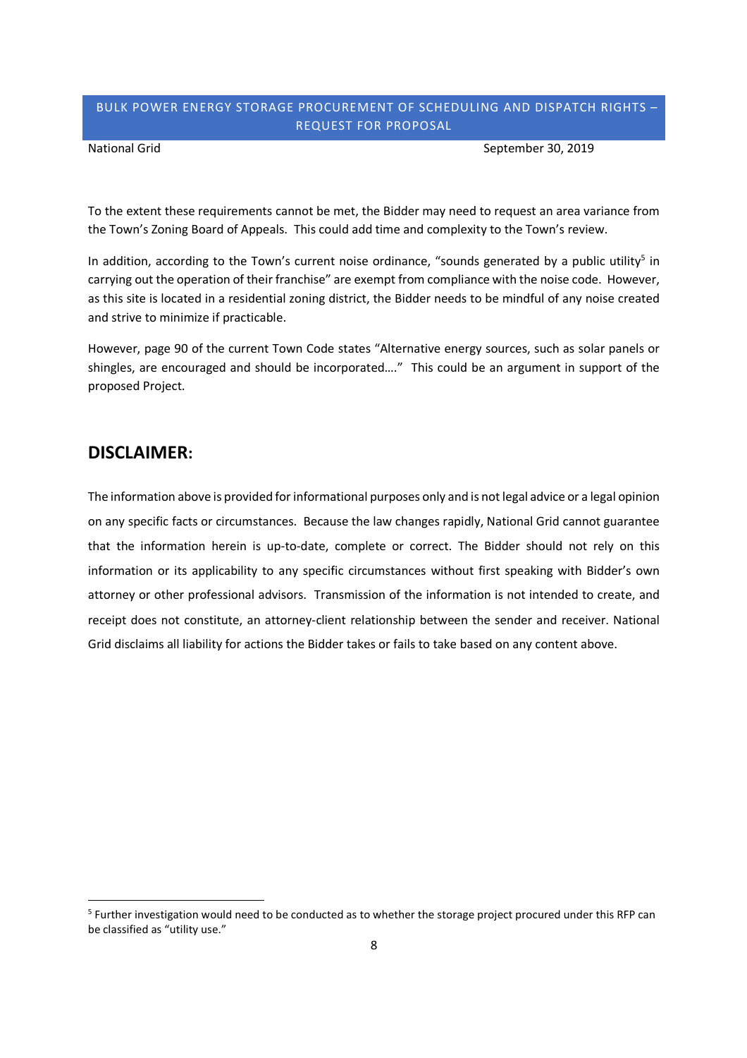To the extent these requirements cannot be met, the Bidder may need to request an area variance from the Town's Zoning Board of Appeals. This could add time and complexity to the Town's review.

In addition, according to the Town's current noise ordinance, "sounds generated by a public utility[5] in carrying out the operation of their franchise" are exempt from compliance with the noise code. However, as this site is located in a residential zoning district, the Bidder needs to be mindful of any noise created and strive to minimize if practicable.

However, page 90 of the current Town Code states "Alternative energy sources, such as solar panels or shingles, are encouraged and should be incorporated…." This could be an argument in support of the proposed Project.

## DISCLAIMER:

The information above is provided for informational purposes only and is not legal advice or a legal opinion on any specific facts or circumstances. Because the law changes rapidly, National Grid cannot guarantee that the information herein is up-to-date, complete or correct. The Bidder should not rely on this information or its applicability to any specific circumstances without first speaking with Bidder's own attorney or other professional advisors. Transmission of the information is not intended to create, and receipt does not constitute, an attorney-client relationship between the sender and receiver. National Grid disclaims all liability for actions the Bidder takes or fails to take based on any content above.

[5] Further investigation would need to be conducted as to whether the storage project procured under this RFP can be classified as "utility use."